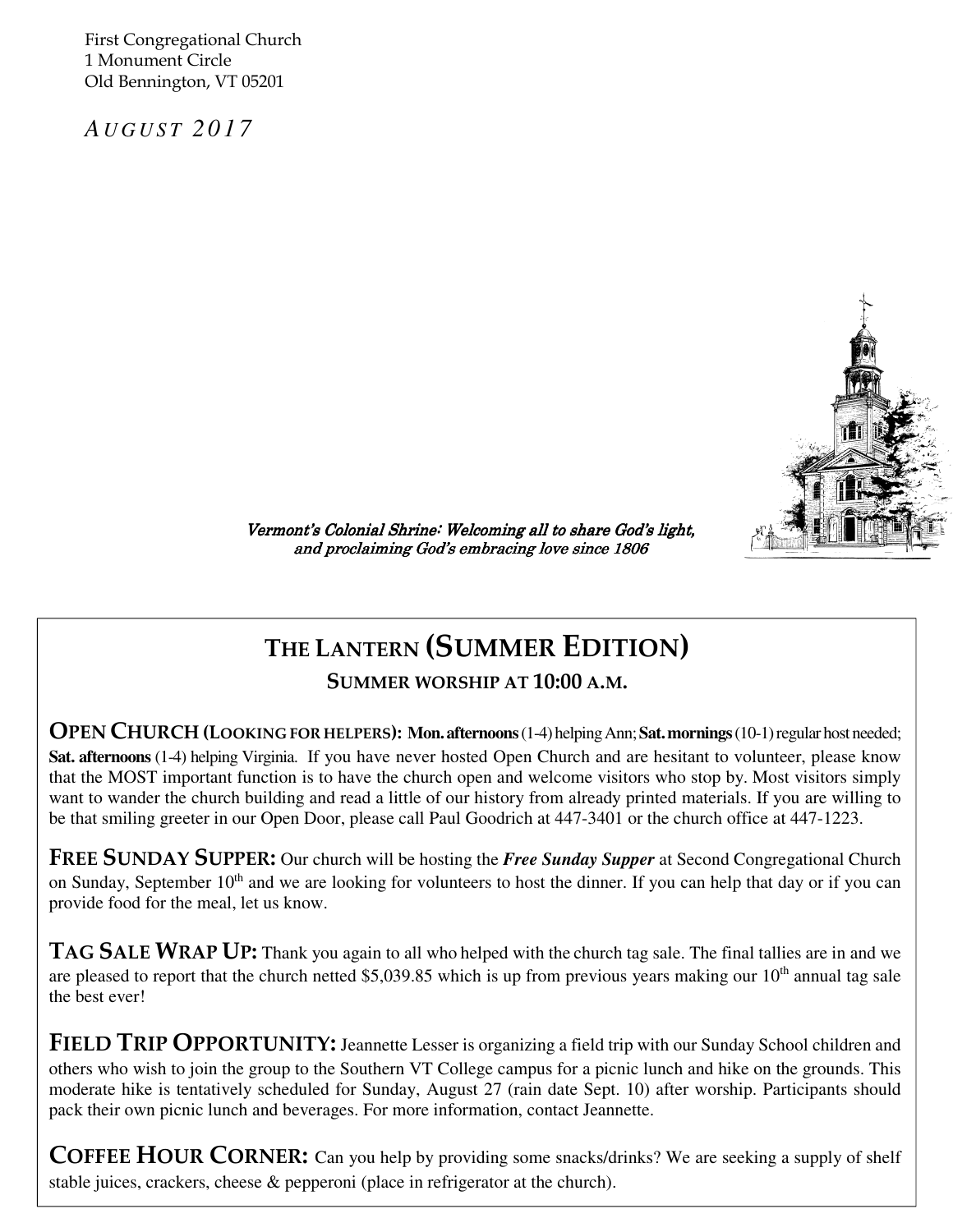First Congregational Church
1 Monument Circle
Old Bennington, VT 05201

*AUGUST 2017*

*Vermont's Colonial Shrine: Welcoming all to share God's light, and proclaiming God's embracing love since 1806*

# THE LANTERN (SUMMER EDITION)

## SUMMER WORSHIP AT 10:00 A.M.

**OPEN CHURCH (LOOKING FOR HELPERS):** **Mon. afternoons** (1-4) helping Ann; **Sat. mornings** (10-1) regular host needed; **Sat. afternoons** (1-4) helping Virginia. If you have never hosted Open Church and are hesitant to volunteer, please know that the MOST important function is to have the church open and welcome visitors who stop by. Most visitors simply want to wander the church building and read a little of our history from already printed materials. If you are willing to be that smiling greeter in our Open Door, please call Paul Goodrich at 447-3401 or the church office at 447-1223.

**FREE SUNDAY SUPPER:** Our church will be hosting the ***Free Sunday Supper*** at Second Congregational Church on Sunday, September 10th and we are looking for volunteers to host the dinner. If you can help that day or if you can provide food for the meal, let us know.

**TAG SALE WRAP UP:** Thank you again to all who helped with the church tag sale. The final tallies are in and we are pleased to report that the church netted $5,039.85 which is up from previous years making our 10th annual tag sale the best ever!

**FIELD TRIP OPPORTUNITY:** Jeannette Lesser is organizing a field trip with our Sunday School children and others who wish to join the group to the Southern VT College campus for a picnic lunch and hike on the grounds. This moderate hike is tentatively scheduled for Sunday, August 27 (rain date Sept. 10) after worship. Participants should pack their own picnic lunch and beverages. For more information, contact Jeannette.

**COFFEE HOUR CORNER:** Can you help by providing some snacks/drinks? We are seeking a supply of shelf stable juices, crackers, cheese & pepperoni (place in refrigerator at the church).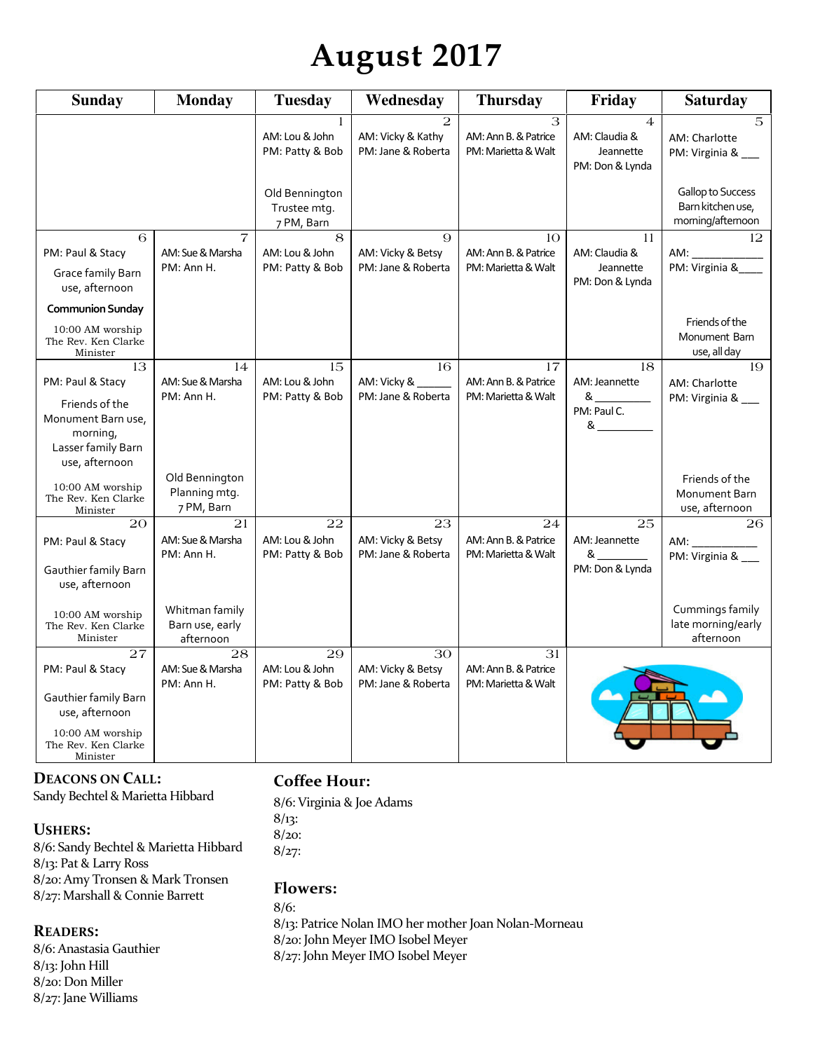# August 2017

| Sunday | Monday | Tuesday | Wednesday | Thursday | Friday | Saturday |
|---|---|---|---|---|---|---|
| | | 1<br>AM: Lou & John<br>PM: Patty & Bob<br><br>Old Bennington Trustee mtg. 7 PM, Barn | 2<br>AM: Vicky & Kathy<br>PM: Jane & Roberta | 3<br>AM: Ann B. & Patrice<br>PM: Marietta & Walt | 4<br>AM: Claudia & Jeannette<br>PM: Don & Lynda | 5<br>AM: Charlotte<br>PM: Virginia & ___<br><br>Gallop to Success Barn kitchen use, morning/afternoon |
| 6<br>PM: Paul & Stacy<br>Grace family Barn use, afternoon<br>**Communion Sunday**<br>10:00 AM worship<br>The Rev. Ken Clarke<br>Minister | 7<br>AM: Sue & Marsha<br>PM: Ann H. | 8<br>AM: Lou & John<br>PM: Patty & Bob | 9<br>AM: Vicky & Betsy<br>PM: Jane & Roberta | 10<br>AM: Ann B. & Patrice<br>PM: Marietta & Walt | 11<br>AM: Claudia & Jeannette<br>PM: Don & Lynda | 12<br>AM: ___________<br>PM: Virginia &____<br><br>Friends of the Monument Barn use, all day |
| 13<br>PM: Paul & Stacy<br>Friends of the Monument Barn use, morning,<br>Lasser family Barn use, afternoon<br>10:00 AM worship<br>The Rev. Ken Clarke<br>Minister | 14<br>AM: Sue & Marsha<br>PM: Ann H.<br><br>Old Bennington Planning mtg. 7 PM, Barn | 15<br>AM: Lou & John<br>PM: Patty & Bob | 16<br>AM: Vicky & ______<br>PM: Jane & Roberta | 17<br>AM: Ann B. & Patrice<br>PM: Marietta & Walt | 18<br>AM: Jeannette & _________<br>PM: Paul C. & _________ | 19<br>AM: Charlotte<br>PM: Virginia & ___<br><br>Friends of the Monument Barn use, afternoon |
| 20<br>PM: Paul & Stacy<br>Gauthier family Barn use, afternoon<br>10:00 AM worship<br>The Rev. Ken Clarke<br>Minister | 21<br>AM: Sue & Marsha<br>PM: Ann H.<br><br>Whitman family Barn use, early afternoon | 22<br>AM: Lou & John<br>PM: Patty & Bob | 23<br>AM: Vicky & Betsy<br>PM: Jane & Roberta | 24<br>AM: Ann B. & Patrice<br>PM: Marietta & Walt | 25<br>AM: Jeannette & ________<br>PM: Don & Lynda | 26<br>AM: ___________<br>PM: Virginia & ___<br><br>Cummings family late morning/early afternoon |
| 27<br>PM: Paul & Stacy<br>Gauthier family Barn use, afternoon<br>10:00 AM worship<br>The Rev. Ken Clarke<br>Minister | 28<br>AM: Sue & Marsha<br>PM: Ann H. | 29<br>AM: Lou & John<br>PM: Patty & Bob | 30<br>AM: Vicky & Betsy<br>PM: Jane & Roberta | 31<br>AM: Ann B. & Patrice<br>PM: Marietta & Walt | | |

**DEACONS ON CALL:**
Sandy Bechtel & Marietta Hibbard

**USHERS:**
8/6: Sandy Bechtel & Marietta Hibbard
8/13: Pat & Larry Ross
8/20: Amy Tronsen & Mark Tronsen
8/27: Marshall & Connie Barrett

**READERS:**
8/6: Anastasia Gauthier
8/13: John Hill
8/20: Don Miller
8/27: Jane Williams

**Coffee Hour:**
8/6: Virginia & Joe Adams
8/13:
8/20:
8/27:

**Flowers:**
8/6:
8/13: Patrice Nolan IMO her mother Joan Nolan-Morneau
8/20: John Meyer IMO Isobel Meyer
8/27: John Meyer IMO Isobel Meyer